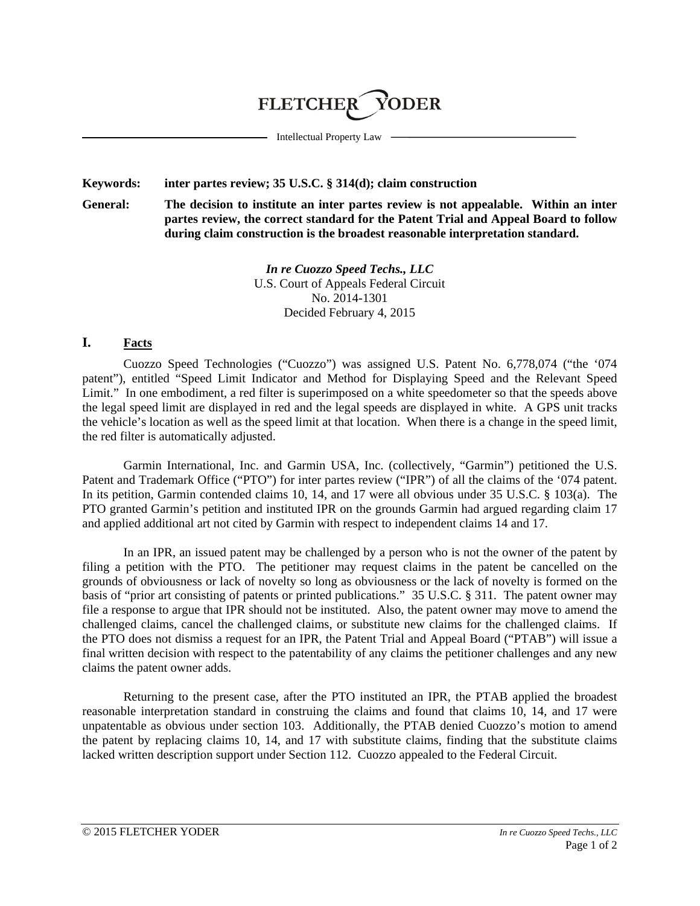# FLETCHER YODER

Intellectual Property Law

**Keywords:** **inter partes review; 35 U.S.C. § 314(d); claim construction**

**General:** **The decision to institute an inter partes review is not appealable. Within an inter partes review, the correct standard for the Patent Trial and Appeal Board to follow during claim construction is the broadest reasonable interpretation standard.**

***In re Cuozzo Speed Techs., LLC***
U.S. Court of Appeals Federal Circuit
No. 2014-1301
Decided February 4, 2015

## I. Facts

Cuozzo Speed Technologies ("Cuozzo") was assigned U.S. Patent No. 6,778,074 ("the '074 patent"), entitled "Speed Limit Indicator and Method for Displaying Speed and the Relevant Speed Limit." In one embodiment, a red filter is superimposed on a white speedometer so that the speeds above the legal speed limit are displayed in red and the legal speeds are displayed in white. A GPS unit tracks the vehicle's location as well as the speed limit at that location. When there is a change in the speed limit, the red filter is automatically adjusted.

Garmin International, Inc. and Garmin USA, Inc. (collectively, "Garmin") petitioned the U.S. Patent and Trademark Office ("PTO") for inter partes review ("IPR") of all the claims of the '074 patent. In its petition, Garmin contended claims 10, 14, and 17 were all obvious under 35 U.S.C. § 103(a). The PTO granted Garmin's petition and instituted IPR on the grounds Garmin had argued regarding claim 17 and applied additional art not cited by Garmin with respect to independent claims 14 and 17.

In an IPR, an issued patent may be challenged by a person who is not the owner of the patent by filing a petition with the PTO. The petitioner may request claims in the patent be cancelled on the grounds of obviousness or lack of novelty so long as obviousness or the lack of novelty is formed on the basis of "prior art consisting of patents or printed publications." 35 U.S.C. § 311. The patent owner may file a response to argue that IPR should not be instituted. Also, the patent owner may move to amend the challenged claims, cancel the challenged claims, or substitute new claims for the challenged claims. If the PTO does not dismiss a request for an IPR, the Patent Trial and Appeal Board ("PTAB") will issue a final written decision with respect to the patentability of any claims the petitioner challenges and any new claims the patent owner adds.

Returning to the present case, after the PTO instituted an IPR, the PTAB applied the broadest reasonable interpretation standard in construing the claims and found that claims 10, 14, and 17 were unpatentable as obvious under section 103. Additionally, the PTAB denied Cuozzo's motion to amend the patent by replacing claims 10, 14, and 17 with substitute claims, finding that the substitute claims lacked written description support under Section 112. Cuozzo appealed to the Federal Circuit.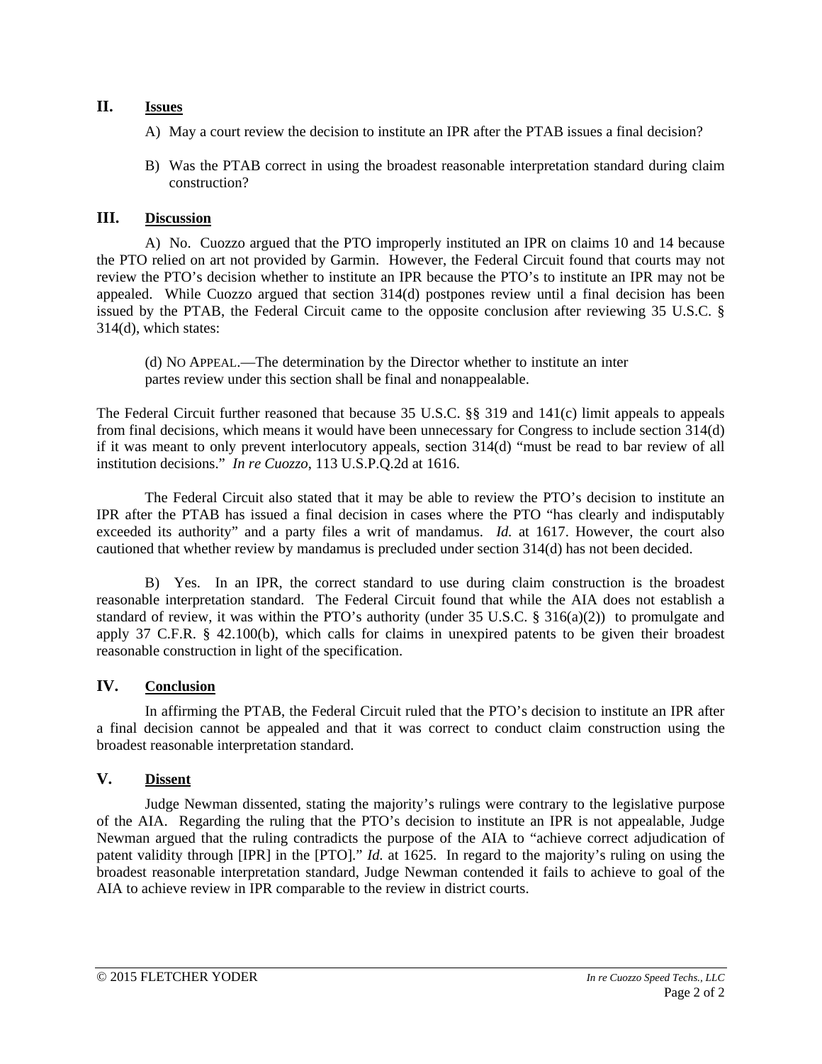## II. Issues

A) May a court review the decision to institute an IPR after the PTAB issues a final decision?

B) Was the PTAB correct in using the broadest reasonable interpretation standard during claim construction?

## III. Discussion

A) No. Cuozzo argued that the PTO improperly instituted an IPR on claims 10 and 14 because the PTO relied on art not provided by Garmin. However, the Federal Circuit found that courts may not review the PTO's decision whether to institute an IPR because the PTO's to institute an IPR may not be appealed. While Cuozzo argued that section 314(d) postpones review until a final decision has been issued by the PTAB, the Federal Circuit came to the opposite conclusion after reviewing 35 U.S.C. § 314(d), which states:

> (d) NO APPEAL.—The determination by the Director whether to institute an inter partes review under this section shall be final and nonappealable.

The Federal Circuit further reasoned that because 35 U.S.C. §§ 319 and 141(c) limit appeals to appeals from final decisions, which means it would have been unnecessary for Congress to include section 314(d) if it was meant to only prevent interlocutory appeals, section 314(d) "must be read to bar review of all institution decisions." *In re Cuozzo*, 113 U.S.P.Q.2d at 1616.

The Federal Circuit also stated that it may be able to review the PTO's decision to institute an IPR after the PTAB has issued a final decision in cases where the PTO "has clearly and indisputably exceeded its authority" and a party files a writ of mandamus. *Id.* at 1617. However, the court also cautioned that whether review by mandamus is precluded under section 314(d) has not been decided.

B) Yes. In an IPR, the correct standard to use during claim construction is the broadest reasonable interpretation standard. The Federal Circuit found that while the AIA does not establish a standard of review, it was within the PTO's authority (under 35 U.S.C. § 316(a)(2)) to promulgate and apply 37 C.F.R. § 42.100(b), which calls for claims in unexpired patents to be given their broadest reasonable construction in light of the specification.

## IV. Conclusion

In affirming the PTAB, the Federal Circuit ruled that the PTO's decision to institute an IPR after a final decision cannot be appealed and that it was correct to conduct claim construction using the broadest reasonable interpretation standard.

## V. Dissent

Judge Newman dissented, stating the majority's rulings were contrary to the legislative purpose of the AIA. Regarding the ruling that the PTO's decision to institute an IPR is not appealable, Judge Newman argued that the ruling contradicts the purpose of the AIA to "achieve correct adjudication of patent validity through [IPR] in the [PTO]." *Id.* at 1625. In regard to the majority's ruling on using the broadest reasonable interpretation standard, Judge Newman contended it fails to achieve to goal of the AIA to achieve review in IPR comparable to the review in district courts.